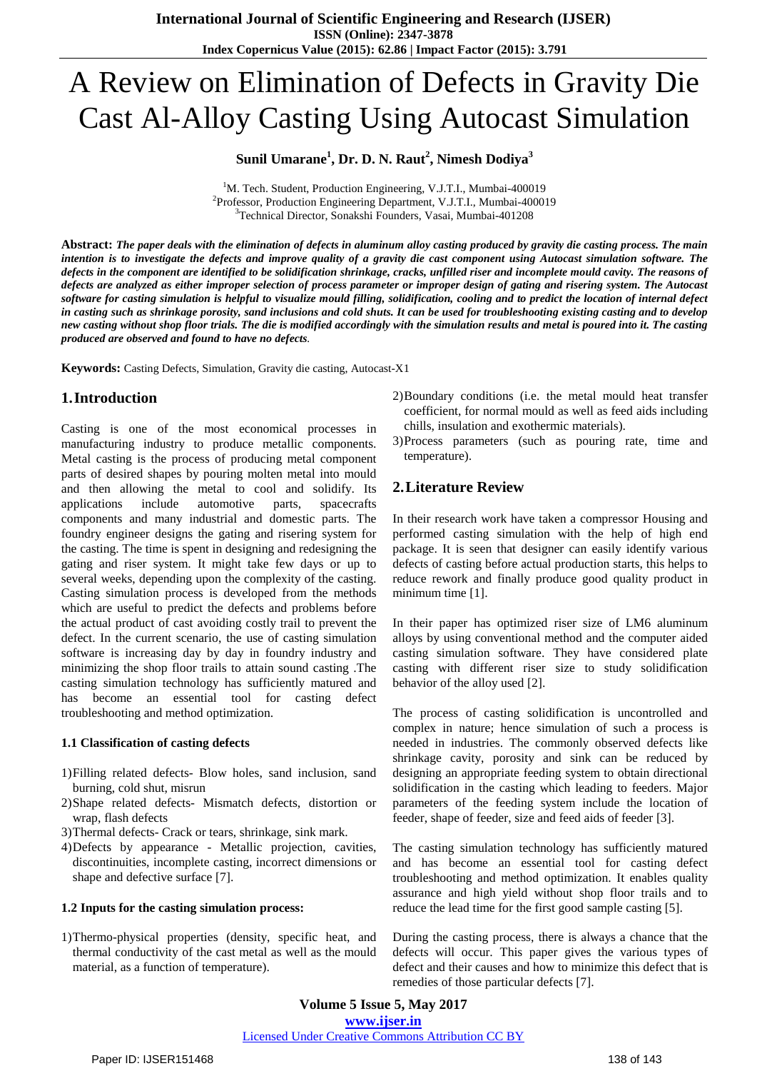# A Review on Elimination of Defects in Gravity Die Cast Al-Alloy Casting Using Autocast Simulation

**Sunil Umarane[1], Dr. D. N. Raut[2], Nimesh Dodiya[3]**

[1]M. Tech. Student, Production Engineering, V.J.T.I., Mumbai-400019

[2]Professor, Production Engineering Department, V.J.T.I., Mumbai-400019

[3]Technical Director, Sonakshi Founders, Vasai, Mumbai-401208

**Abstract:** ***The paper deals with the elimination of defects in aluminum alloy casting produced by gravity die casting process. The main intention is to investigate the defects and improve quality of a gravity die cast component using Autocast simulation software. The defects in the component are identified to be solidification shrinkage, cracks, unfilled riser and incomplete mould cavity. The reasons of defects are analyzed as either improper selection of process parameter or improper design of gating and risering system. The Autocast software for casting simulation is helpful to visualize mould filling, solidification, cooling and to predict the location of internal defect in casting such as shrinkage porosity, sand inclusions and cold shuts. It can be used for troubleshooting existing casting and to develop new casting without shop floor trials. The die is modified accordingly with the simulation results and metal is poured into it. The casting produced are observed and found to have no defects.***

**Keywords:** Casting Defects, Simulation, Gravity die casting, Autocast-X1

## 1. Introduction

Casting is one of the most economical processes in manufacturing industry to produce metallic components. Metal casting is the process of producing metal component parts of desired shapes by pouring molten metal into mould and then allowing the metal to cool and solidify. Its applications include automotive parts, spacecrafts components and many industrial and domestic parts. The foundry engineer designs the gating and risering system for the casting. The time is spent in designing and redesigning the gating and riser system. It might take few days or up to several weeks, depending upon the complexity of the casting. Casting simulation process is developed from the methods which are useful to predict the defects and problems before the actual product of cast avoiding costly trail to prevent the defect. In the current scenario, the use of casting simulation software is increasing day by day in foundry industry and minimizing the shop floor trails to attain sound casting .The casting simulation technology has sufficiently matured and has become an essential tool for casting defect troubleshooting and method optimization.

### 1.1 Classification of casting defects

1) Filling related defects- Blow holes, sand inclusion, sand burning, cold shut, misrun
2) Shape related defects- Mismatch defects, distortion or wrap, flash defects
3) Thermal defects- Crack or tears, shrinkage, sink mark.
4) Defects by appearance - Metallic projection, cavities, discontinuities, incomplete casting, incorrect dimensions or shape and defective surface [7].

### 1.2 Inputs for the casting simulation process:

1) Thermo-physical properties (density, specific heat, and thermal conductivity of the cast metal as well as the mould material, as a function of temperature).
2) Boundary conditions (i.e. the metal mould heat transfer coefficient, for normal mould as well as feed aids including chills, insulation and exothermic materials).
3) Process parameters (such as pouring rate, time and temperature).

## 2. Literature Review

In their research work have taken a compressor Housing and performed casting simulation with the help of high end package. It is seen that designer can easily identify various defects of casting before actual production starts, this helps to reduce rework and finally produce good quality product in minimum time [1].

In their paper has optimized riser size of LM6 aluminum alloys by using conventional method and the computer aided casting simulation software. They have considered plate casting with different riser size to study solidification behavior of the alloy used [2].

The process of casting solidification is uncontrolled and complex in nature; hence simulation of such a process is needed in industries. The commonly observed defects like shrinkage cavity, porosity and sink can be reduced by designing an appropriate feeding system to obtain directional solidification in the casting which leading to feeders. Major parameters of the feeding system include the location of feeder, shape of feeder, size and feed aids of feeder [3].

The casting simulation technology has sufficiently matured and has become an essential tool for casting defect troubleshooting and method optimization. It enables quality assurance and high yield without shop floor trails and to reduce the lead time for the first good sample casting [5].

During the casting process, there is always a chance that the defects will occur. This paper gives the various types of defect and their causes and how to minimize this defect that is remedies of those particular defects [7].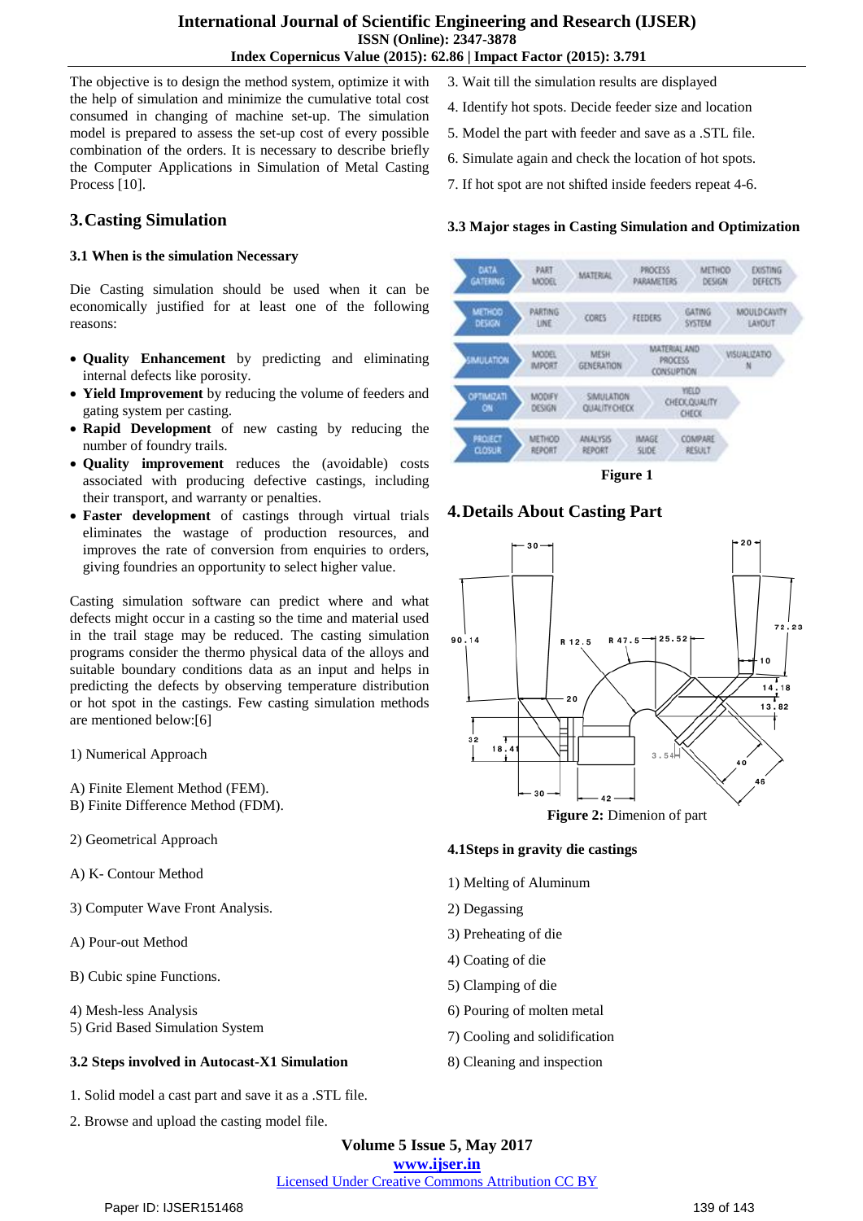The objective is to design the method system, optimize it with the help of simulation and minimize the cumulative total cost consumed in changing of machine set-up. The simulation model is prepared to assess the set-up cost of every possible combination of the orders. It is necessary to describe briefly the Computer Applications in Simulation of Metal Casting Process [10].

## 3. Casting Simulation

### 3.1 When is the simulation Necessary

Die Casting simulation should be used when it can be economically justified for at least one of the following reasons:

- **Quality Enhancement** by predicting and eliminating internal defects like porosity.
- **Yield Improvement** by reducing the volume of feeders and gating system per casting.
- **Rapid Development** of new casting by reducing the number of foundry trails.
- **Quality improvement** reduces the (avoidable) costs associated with producing defective castings, including their transport, and warranty or penalties.
- **Faster development** of castings through virtual trials eliminates the wastage of production resources, and improves the rate of conversion from enquiries to orders, giving foundries an opportunity to select higher value.

Casting simulation software can predict where and what defects might occur in a casting so the time and material used in the trail stage may be reduced. The casting simulation programs consider the thermo physical data of the alloys and suitable boundary conditions data as an input and helps in predicting the defects by observing temperature distribution or hot spot in the castings. Few casting simulation methods are mentioned below:[6]

1) Numerical Approach

A) Finite Element Method (FEM).
B) Finite Difference Method (FDM).

2) Geometrical Approach

A) K- Contour Method

3) Computer Wave Front Analysis.

A) Pour-out Method

B) Cubic spine Functions.

4) Mesh-less Analysis
5) Grid Based Simulation System

### 3.2 Steps involved in Autocast-X1 Simulation

1. Solid model a cast part and save it as a .STL file.
2. Browse and upload the casting model file.
3. Wait till the simulation results are displayed
4. Identify hot spots. Decide feeder size and location
5. Model the part with feeder and save as a .STL file.
6. Simulate again and check the location of hot spots.
7. If hot spot are not shifted inside feeders repeat 4-6.

### 3.3 Major stages in Casting Simulation and Optimization

| | | | | | |
|---|---|---|---|---|---|
| DATA GATERING | PART MODEL | MATERIAL | PROCESS PARAMETERS | METHOD DESIGN | EXISTING DEFECTS |
| METHOD DESIGN | PARTING LINE | CORES | FEEDERS | GATING SYSTEM | MOULD CAVITY LAYOUT |
| SIMULATION | MODEL IMPORT | MESH GENERATION | MATERIAL AND PROCESS CONSUPTION | VISUALIZATION | |
| OPTIMIZATION | MODIFY DESIGN | SIMULATION QUALITY CHECK | YIELD CHECK,QUALITY CHECK | | |
| PROJECT CLOSUR | METHOD REPORT | ANALYSIS REPORT | IMAGE SLIDE | COMPARE RESULT | |

**Figure 1**

## 4. Details About Casting Part

**Figure 2:** Dimenion of part

### 4.1 Steps in gravity die castings

1) Melting of Aluminum
2) Degassing
3) Preheating of die
4) Coating of die
5) Clamping of die
6) Pouring of molten metal
7) Cooling and solidification
8) Cleaning and inspection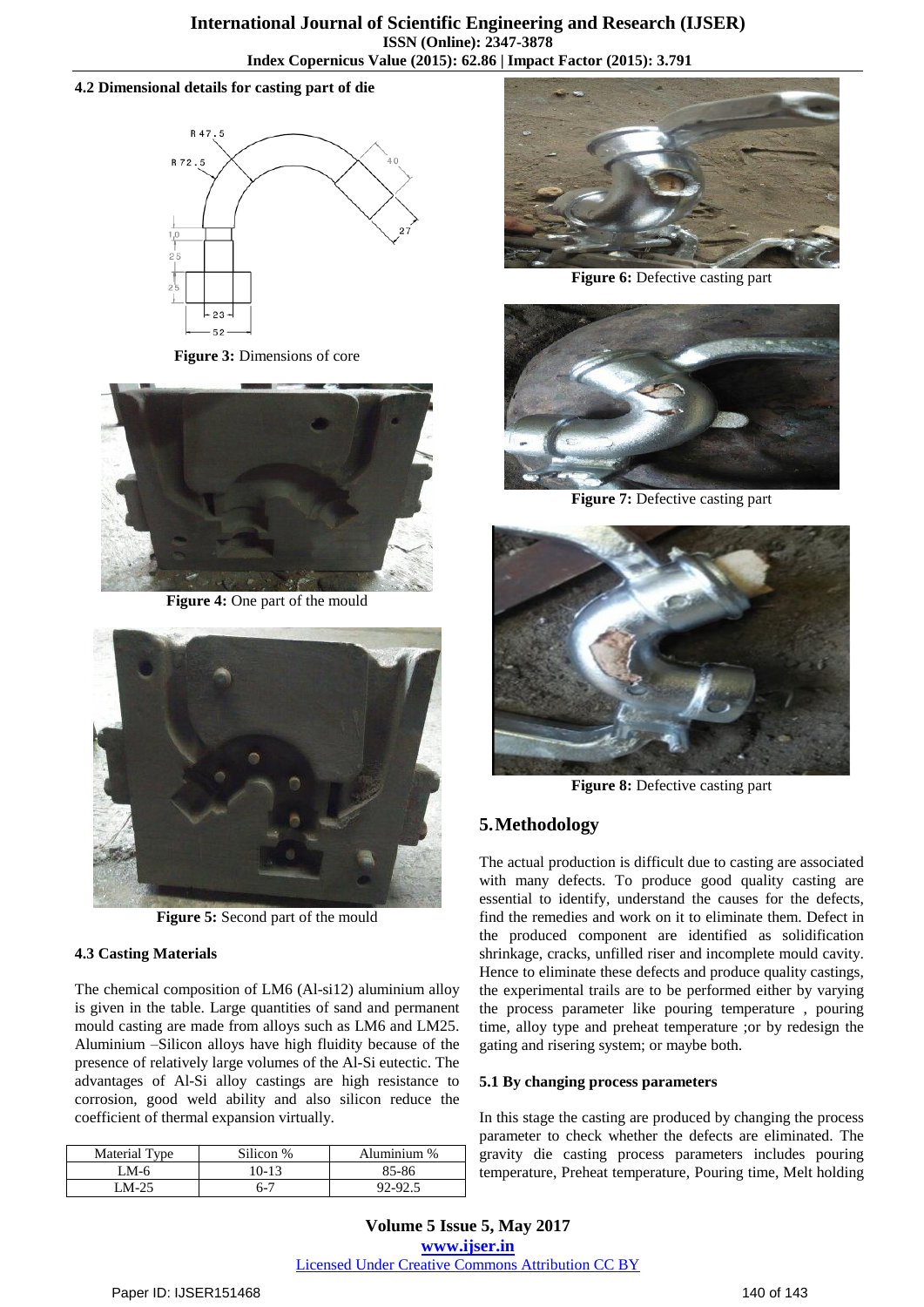### 4.2 Dimensional details for casting part of die

Figure 3: Dimensions of core

Figure 4: One part of the mould

Figure 5: Second part of the mould

### 4.3 Casting Materials

The chemical composition of LM6 (Al-si12) aluminium alloy is given in the table. Large quantities of sand and permanent mould casting are made from alloys such as LM6 and LM25. Aluminium –Silicon alloys have high fluidity because of the presence of relatively large volumes of the Al-Si eutectic. The advantages of Al-Si alloy castings are high resistance to corrosion, good weld ability and also silicon reduce the coefficient of thermal expansion virtually.

| Material Type | Silicon % | Aluminium % |
|---|---|---|
| LM-6 | 10-13 | 85-86 |
| LM-25 | 6-7 | 92-92.5 |

**Figure 6:** Defective casting part

**Figure 7:** Defective casting part

**Figure 8:** Defective casting part

## 5. Methodology

The actual production is difficult due to casting are associated with many defects. To produce good quality casting are essential to identify, understand the causes for the defects, find the remedies and work on it to eliminate them. Defect in the produced component are identified as solidification shrinkage, cracks, unfilled riser and incomplete mould cavity. Hence to eliminate these defects and produce quality castings, the experimental trails are to be performed either by varying the process parameter like pouring temperature , pouring time, alloy type and preheat temperature ;or by redesign the gating and risering system; or maybe both.

### 5.1 By changing process parameters

In this stage the casting are produced by changing the process parameter to check whether the defects are eliminated. The gravity die casting process parameters includes pouring temperature, Preheat temperature, Pouring time, Melt holding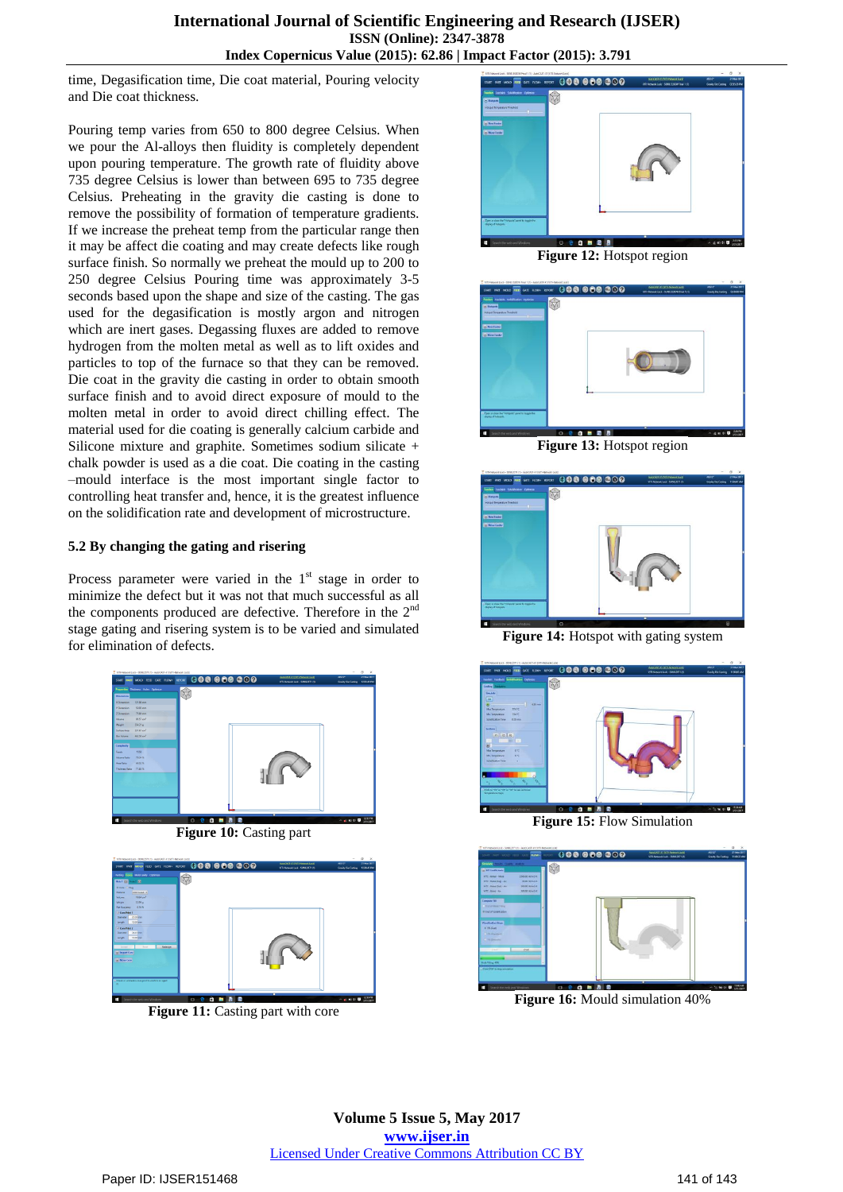time, Degasification time, Die coat material, Pouring velocity and Die coat thickness.

Pouring temp varies from 650 to 800 degree Celsius. When we pour the Al-alloys then fluidity is completely dependent upon pouring temperature. The growth rate of fluidity above 735 degree Celsius is lower than between 695 to 735 degree Celsius. Preheating in the gravity die casting is done to remove the possibility of formation of temperature gradients. If we increase the preheat temp from the particular range then it may be affect die coating and may create defects like rough surface finish. So normally we preheat the mould up to 200 to 250 degree Celsius Pouring time was approximately 3-5 seconds based upon the shape and size of the casting. The gas used for the degasification is mostly argon and nitrogen which are inert gases. Degassing fluxes are added to remove hydrogen from the molten metal as well as to lift oxides and particles to top of the furnace so that they can be removed. Die coat in the gravity die casting in order to obtain smooth surface finish and to avoid direct exposure of mould to the molten metal in order to avoid direct chilling effect. The material used for die coating is generally calcium carbide and Silicone mixture and graphite. Sometimes sodium silicate + chalk powder is used as a die coat. Die coating in the casting –mould interface is the most important single factor to controlling heat transfer and, hence, it is the greatest influence on the solidification rate and development of microstructure.

### 5.2 By changing the gating and risering

Process parameter were varied in the 1st stage in order to minimize the defect but it was not that much successful as all the components produced are defective. Therefore in the 2nd stage gating and risering system is to be varied and simulated for elimination of defects.

**Figure 10:** Casting part

**Figure 11:** Casting part with core

**Figure 12:** Hotspot region

**Figure 13:** Hotspot region

**Figure 14:** Hotspot with gating system

**Figure 15:** Flow Simulation

**Figure 16:** Mould simulation 40%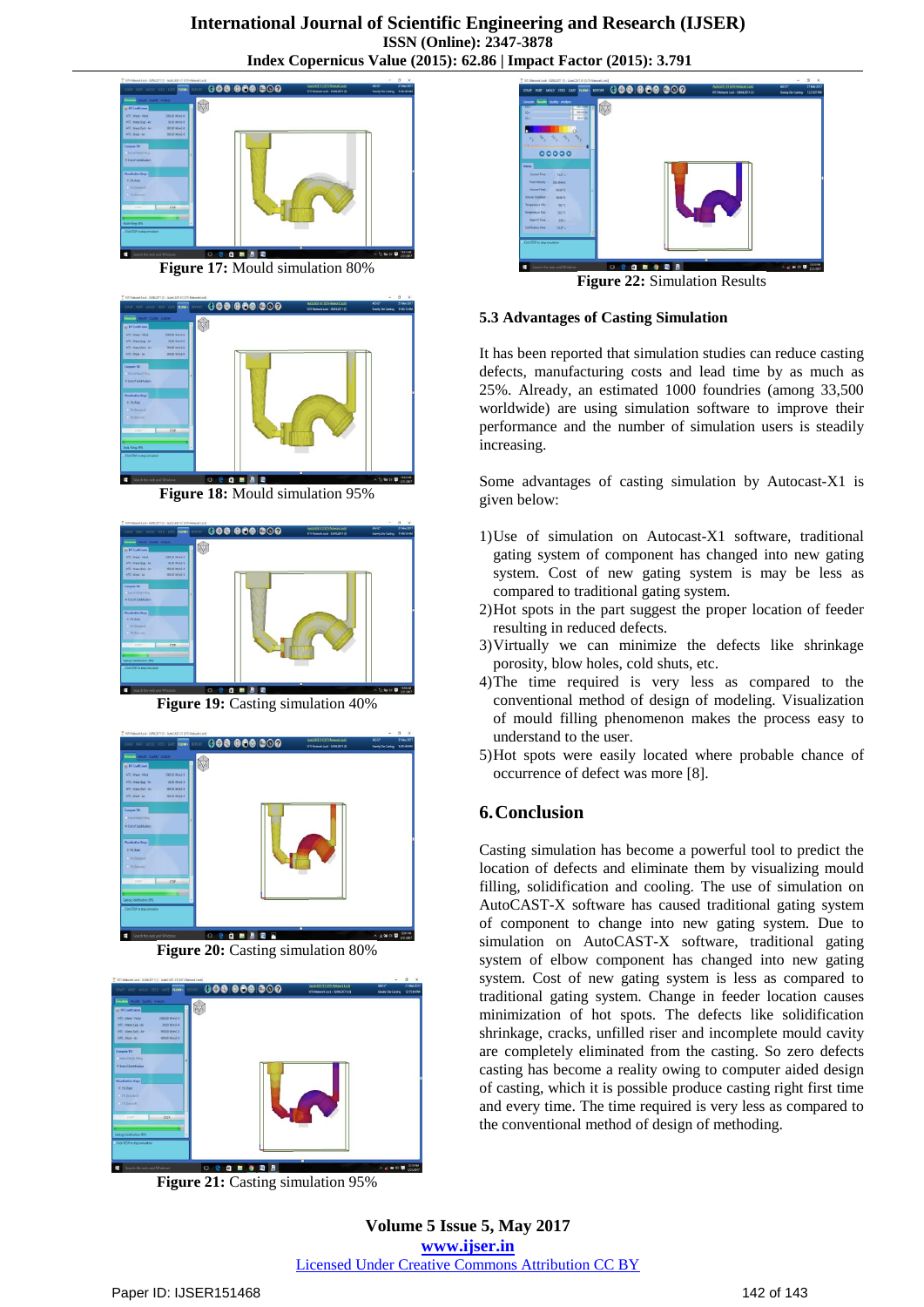Figure 17: Mould simulation 80%

Figure 18: Mould simulation 95%

Figure 19: Casting simulation 40%

Figure 20: Casting simulation 80%

Figure 21: Casting simulation 95%

Figure 22: Simulation Results

### 5.3 Advantages of Casting Simulation

It has been reported that simulation studies can reduce casting defects, manufacturing costs and lead time by as much as 25%. Already, an estimated 1000 foundries (among 33,500 worldwide) are using simulation software to improve their performance and the number of simulation users is steadily increasing.

Some advantages of casting simulation by Autocast-X1 is given below:

1) Use of simulation on Autocast-X1 software, traditional gating system of component has changed into new gating system. Cost of new gating system is may be less as compared to traditional gating system.
2) Hot spots in the part suggest the proper location of feeder resulting in reduced defects.
3) Virtually we can minimize the defects like shrinkage porosity, blow holes, cold shuts, etc.
4) The time required is very less as compared to the conventional method of design of modeling. Visualization of mould filling phenomenon makes the process easy to understand to the user.
5) Hot spots were easily located where probable chance of occurrence of defect was more [8].

## 6. Conclusion

Casting simulation has become a powerful tool to predict the location of defects and eliminate them by visualizing mould filling, solidification and cooling. The use of simulation on AutoCAST-X software has caused traditional gating system of component to change into new gating system. Due to simulation on AutoCAST-X software, traditional gating system of elbow component has changed into new gating system. Cost of new gating system is less as compared to traditional gating system. Change in feeder location causes minimization of hot spots. The defects like solidification shrinkage, cracks, unfilled riser and incomplete mould cavity are completely eliminated from the casting. So zero defects casting has become a reality owing to computer aided design of casting, which it is possible produce casting right first time and every time. The time required is very less as compared to the conventional method of design of methoding.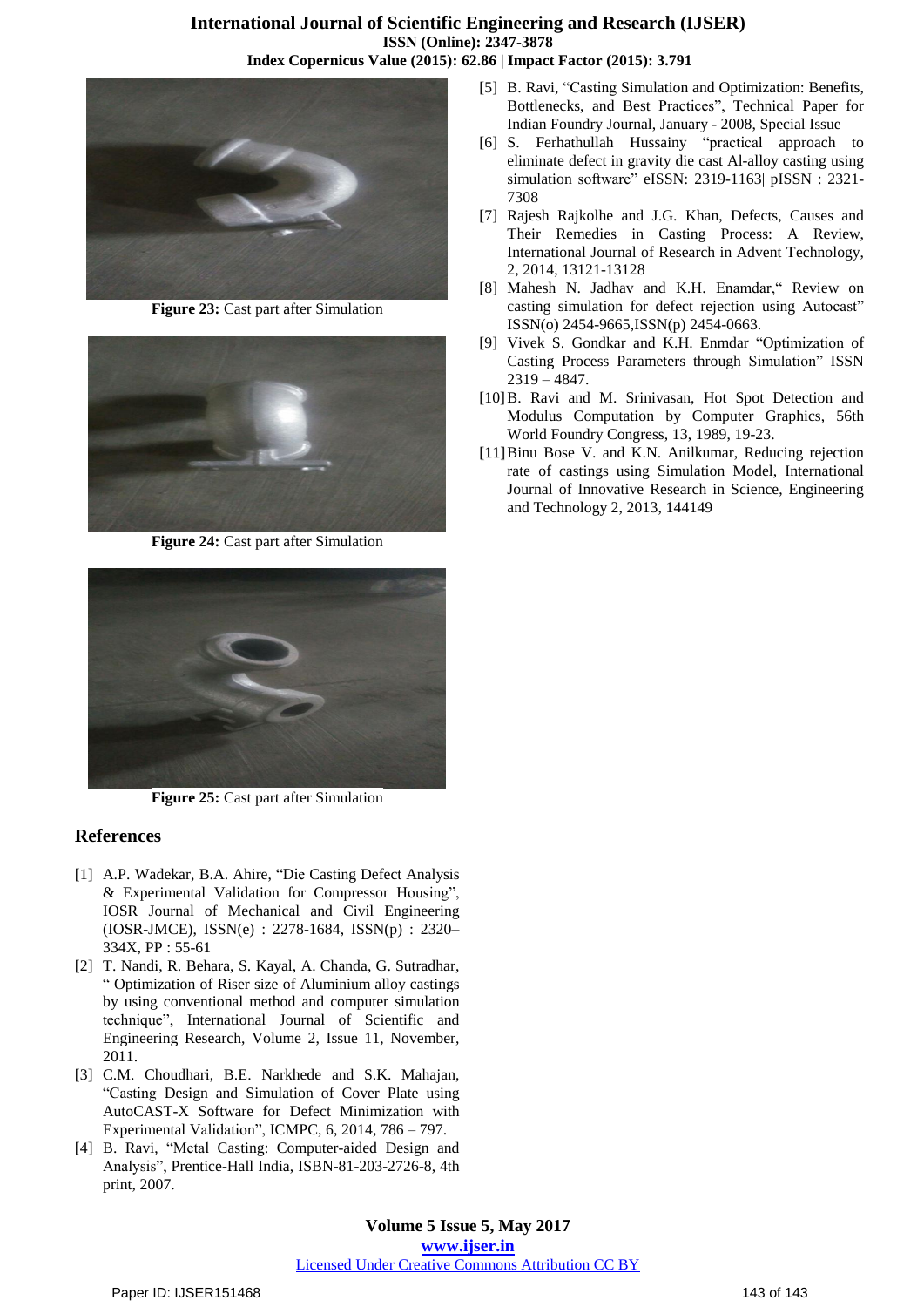Figure 23: Cast part after Simulation

Figure 24: Cast part after Simulation

Figure 25: Cast part after Simulation

## References

[1] A.P. Wadekar, B.A. Ahire, "Die Casting Defect Analysis & Experimental Validation for Compressor Housing", IOSR Journal of Mechanical and Civil Engineering (IOSR-JMCE), ISSN(e) : 2278-1684, ISSN(p) : 2320–334X, PP : 55-61

[2] T. Nandi, R. Behara, S. Kayal, A. Chanda, G. Sutradhar, " Optimization of Riser size of Aluminium alloy castings by using conventional method and computer simulation technique", International Journal of Scientific and Engineering Research, Volume 2, Issue 11, November, 2011.

[3] C.M. Choudhari, B.E. Narkhede and S.K. Mahajan, "Casting Design and Simulation of Cover Plate using AutoCAST-X Software for Defect Minimization with Experimental Validation", ICMPC, 6, 2014, 786 – 797.

[4] B. Ravi, "Metal Casting: Computer-aided Design and Analysis", Prentice-Hall India, ISBN-81-203-2726-8, 4th print, 2007.

[5] B. Ravi, "Casting Simulation and Optimization: Benefits, Bottlenecks, and Best Practices", Technical Paper for Indian Foundry Journal, January - 2008, Special Issue

[6] S. Ferhathullah Hussainy "practical approach to eliminate defect in gravity die cast Al-alloy casting using simulation software" eISSN: 2319-1163| pISSN : 2321-7308

[7] Rajesh Rajkolhe and J.G. Khan, Defects, Causes and Their Remedies in Casting Process: A Review, International Journal of Research in Advent Technology, 2, 2014, 13121-13128

[8] Mahesh N. Jadhav and K.H. Enamdar," Review on casting simulation for defect rejection using Autocast" ISSN(o) 2454-9665,ISSN(p) 2454-0663.

[9] Vivek S. Gondkar and K.H. Enmdar "Optimization of Casting Process Parameters through Simulation" ISSN 2319 – 4847.

[10] B. Ravi and M. Srinivasan, Hot Spot Detection and Modulus Computation by Computer Graphics, 56th World Foundry Congress, 13, 1989, 19-23.

[11] Binu Bose V. and K.N. Anilkumar, Reducing rejection rate of castings using Simulation Model, International Journal of Innovative Research in Science, Engineering and Technology 2, 2013, 144149